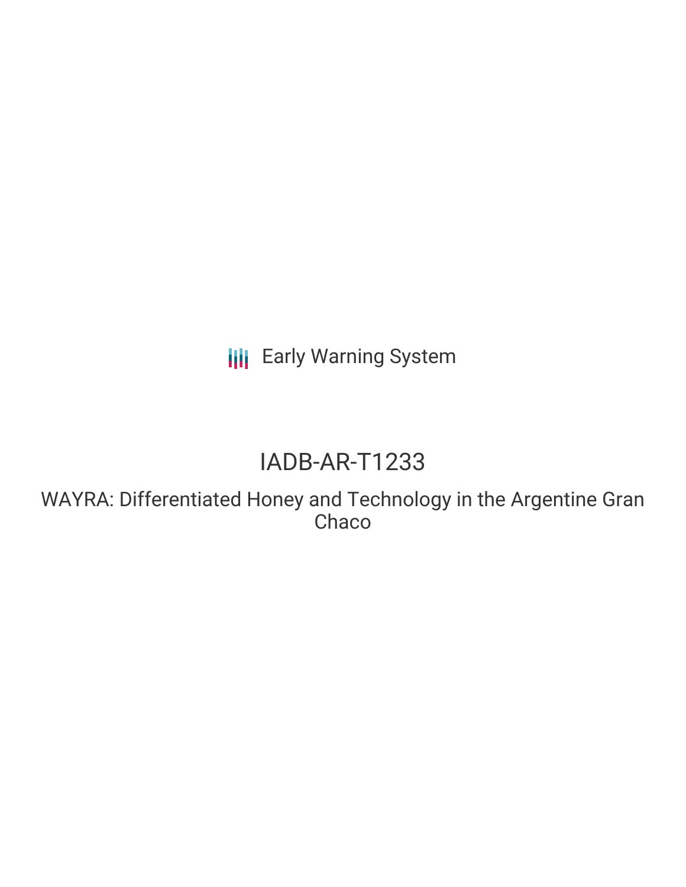Early Warning System

# IADB-AR-T1233

## WAYRA: Differentiated Honey and Technology in the Argentine Gran Chaco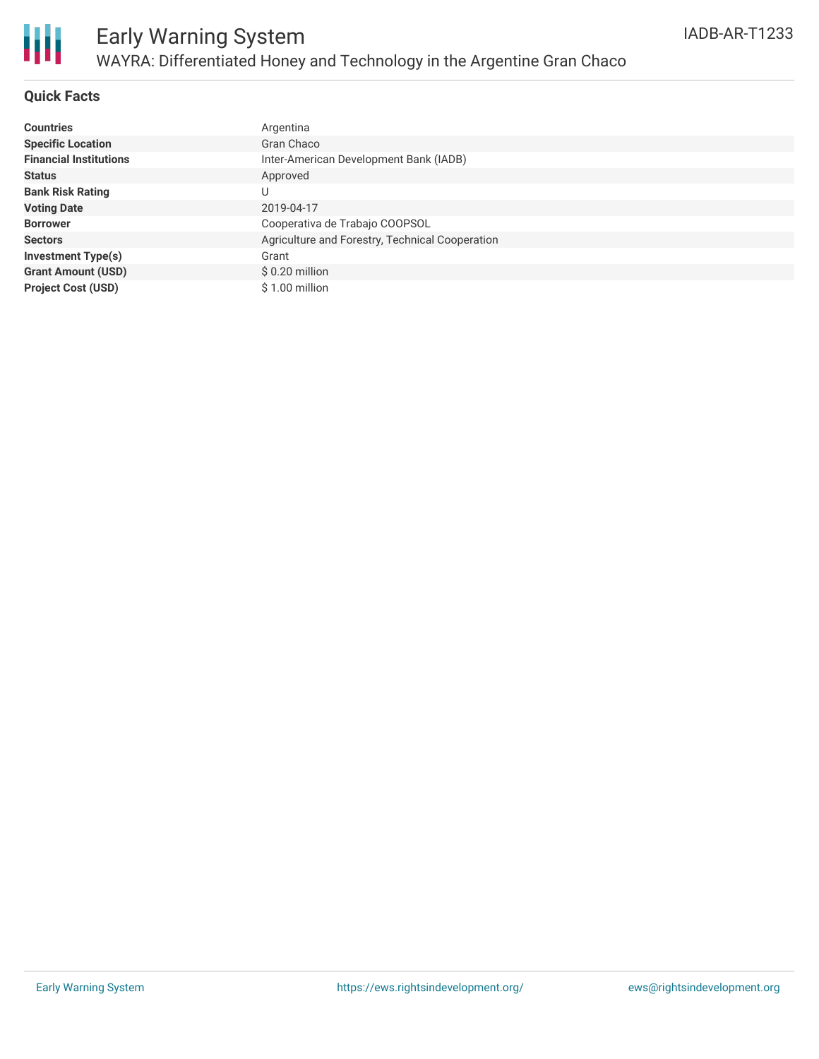## Quick Facts

| | |
|---|---|
| **Countries** | Argentina |
| **Specific Location** | Gran Chaco |
| **Financial Institutions** | Inter-American Development Bank (IADB) |
| **Status** | Approved |
| **Bank Risk Rating** | U |
| **Voting Date** | 2019-04-17 |
| **Borrower** | Cooperativa de Trabajo COOPSOL |
| **Sectors** | Agriculture and Forestry, Technical Cooperation |
| **Investment Type(s)** | Grant |
| **Grant Amount (USD)** | $ 0.20 million |
| **Project Cost (USD)** | $ 1.00 million |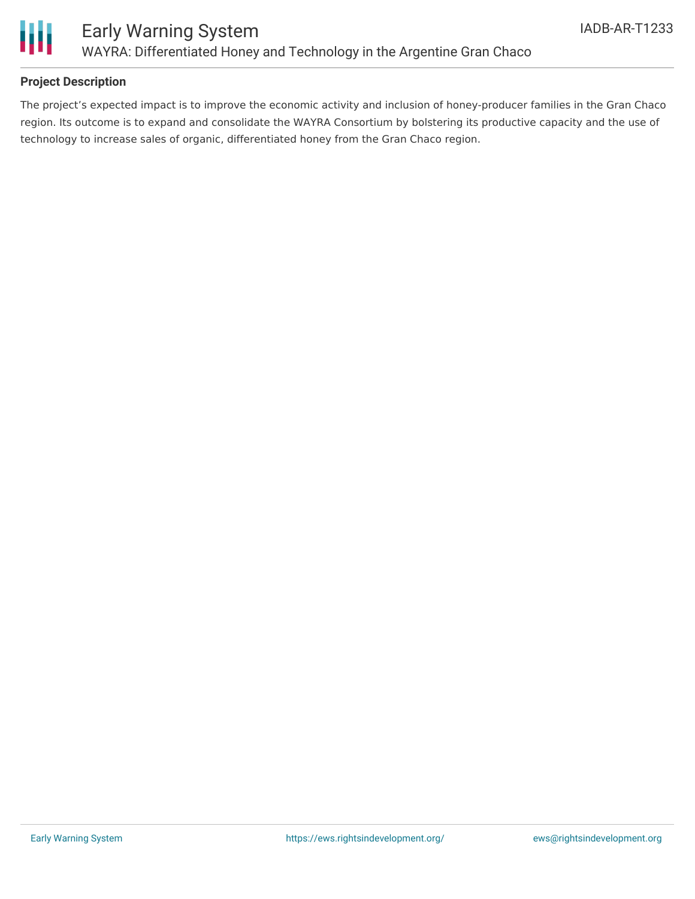## Project Description

The project’s expected impact is to improve the economic activity and inclusion of honey-producer families in the Gran Chaco region. Its outcome is to expand and consolidate the WAYRA Consortium by bolstering its productive capacity and the use of technology to increase sales of organic, differentiated honey from the Gran Chaco region.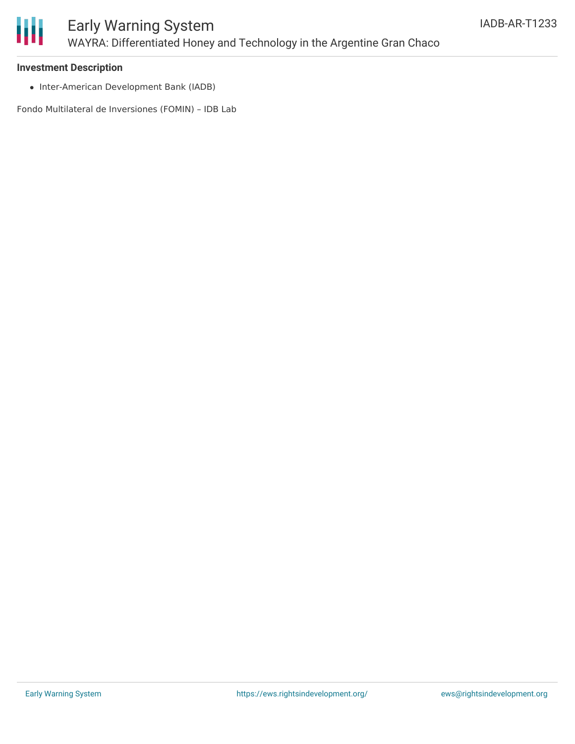**Investment Description**

- Inter-American Development Bank (IADB)

Fondo Multilateral de Inversiones (FOMIN) – IDB Lab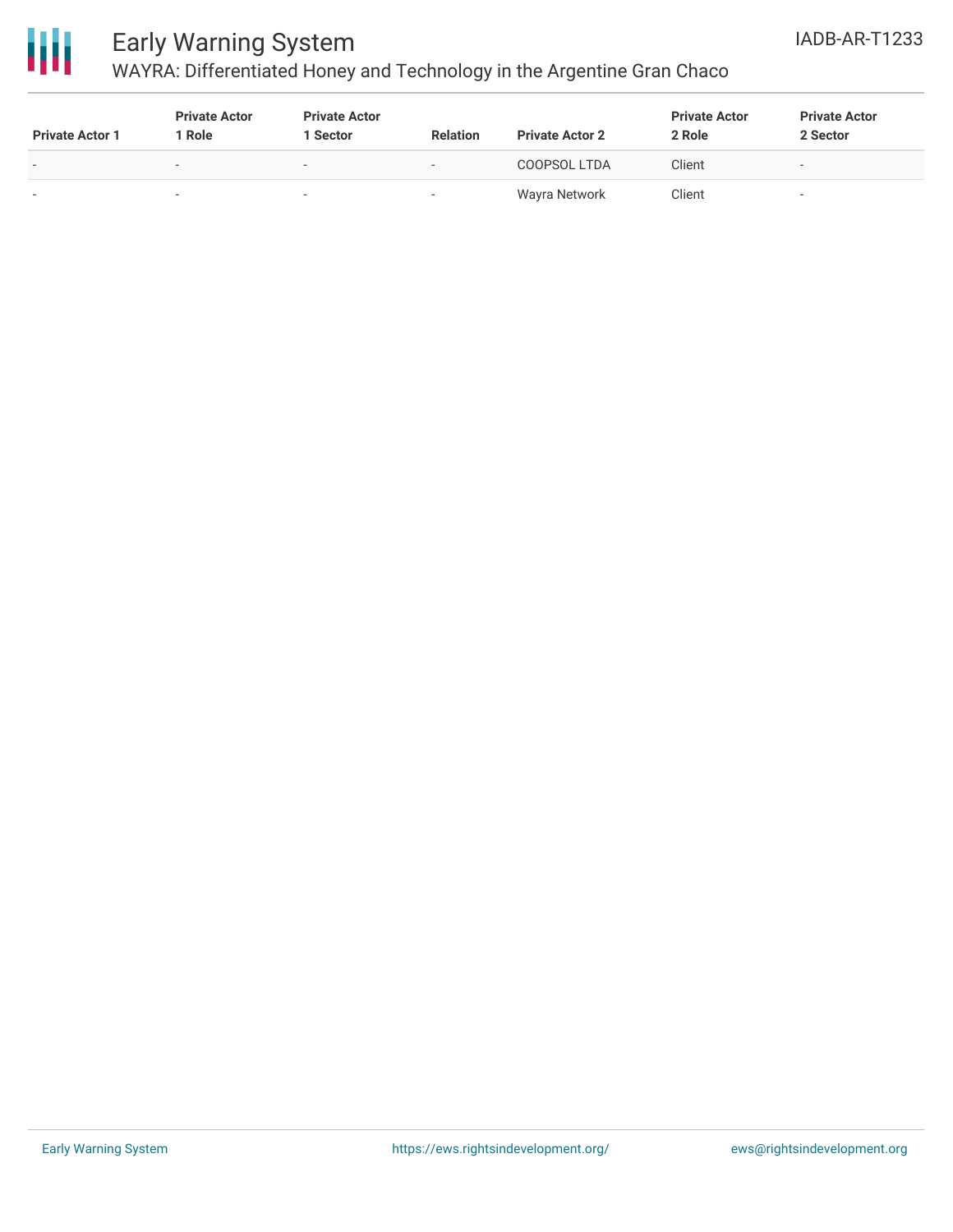| Private Actor 1 | Private Actor 1 Role | Private Actor 1 Sector | Relation | Private Actor 2 | Private Actor 2 Role | Private Actor 2 Sector |
| --- | --- | --- | --- | --- | --- | --- |
| - | - | - | - | COOPSOL LTDA | Client | - |
| - | - | - | - | Wayra Network | Client | - |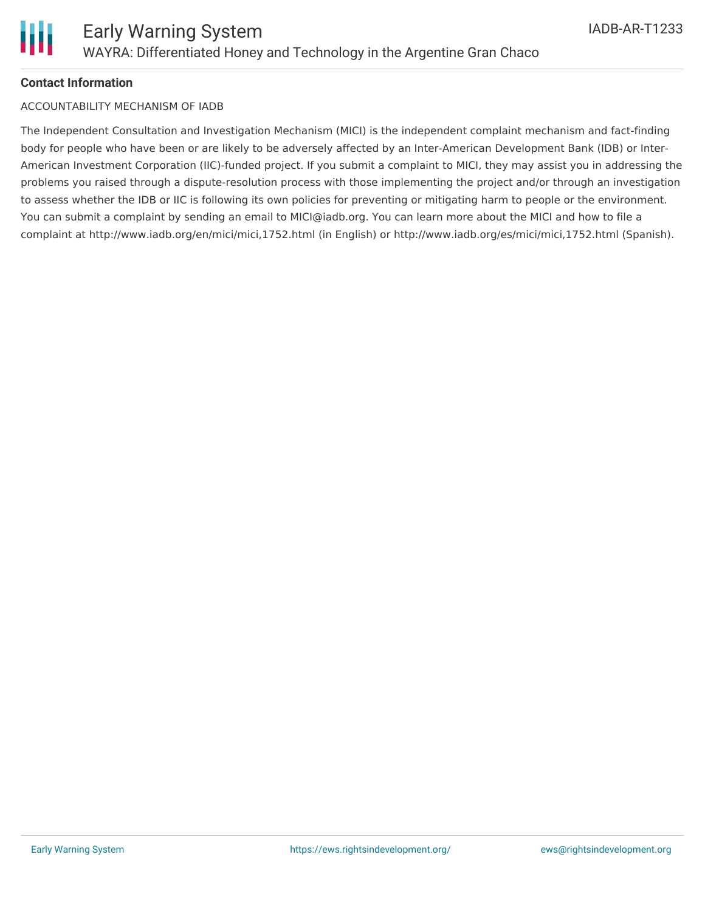**Contact Information**

ACCOUNTABILITY MECHANISM OF IADB

The Independent Consultation and Investigation Mechanism (MICI) is the independent complaint mechanism and fact-finding body for people who have been or are likely to be adversely affected by an Inter-American Development Bank (IDB) or Inter-American Investment Corporation (IIC)-funded project. If you submit a complaint to MICI, they may assist you in addressing the problems you raised through a dispute-resolution process with those implementing the project and/or through an investigation to assess whether the IDB or IIC is following its own policies for preventing or mitigating harm to people or the environment. You can submit a complaint by sending an email to MICI@iadb.org. You can learn more about the MICI and how to file a complaint at http://www.iadb.org/en/mici/mici,1752.html (in English) or http://www.iadb.org/es/mici/mici,1752.html (Spanish).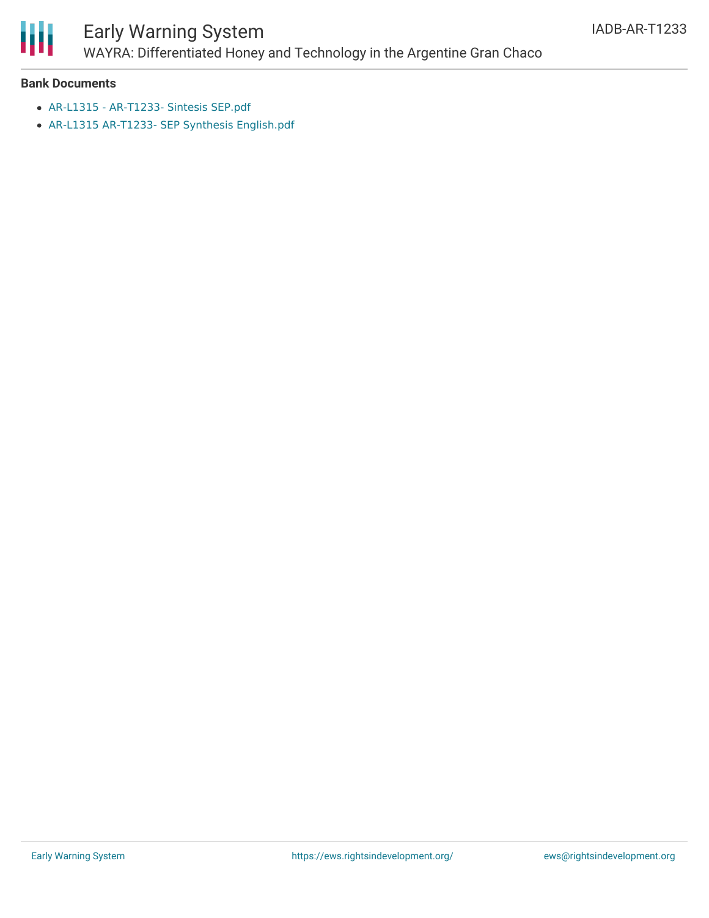**Bank Documents**

- AR-L1315 - AR-T1233- Sintesis SEP.pdf
- AR-L1315 AR-T1233- SEP Synthesis English.pdf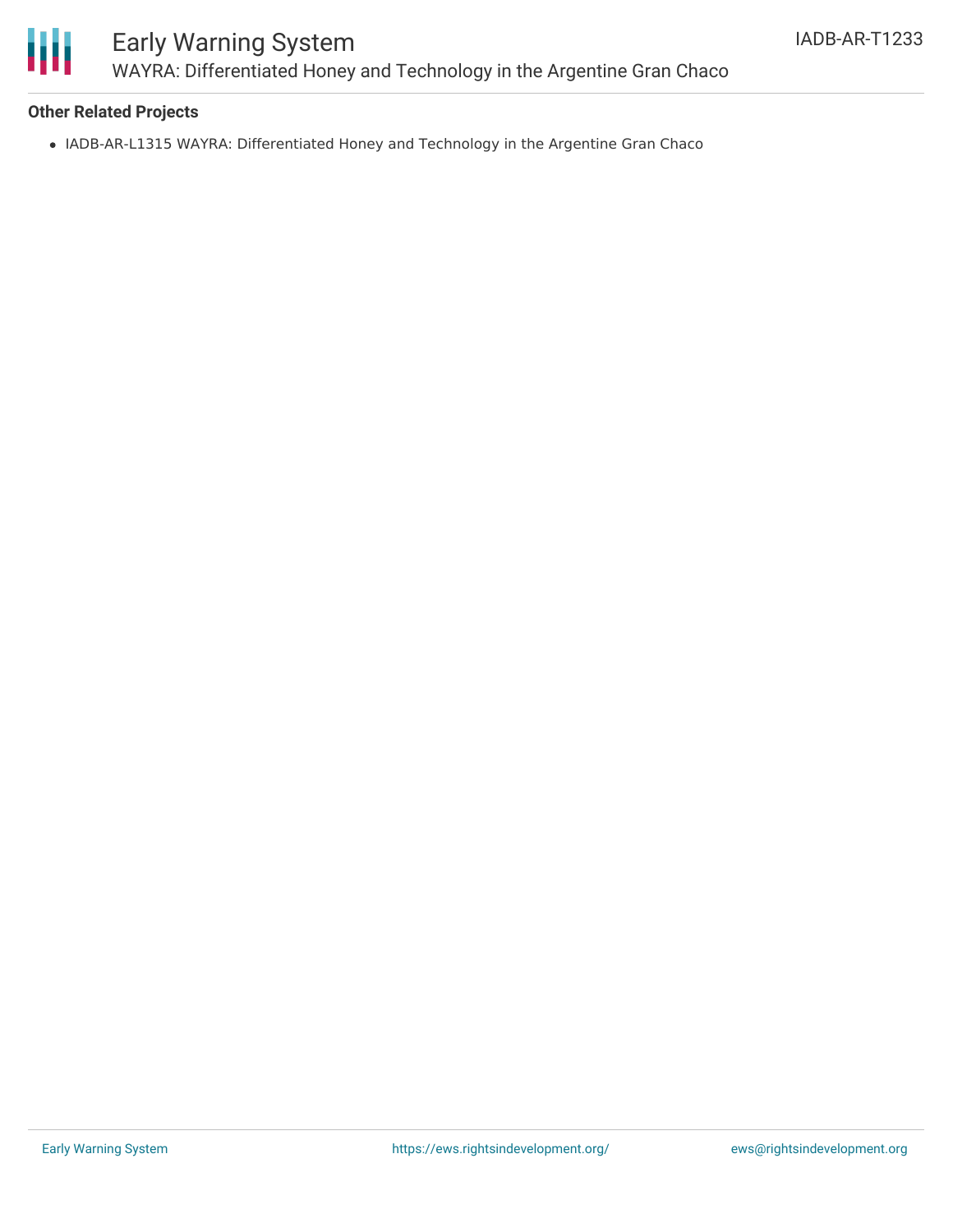**Other Related Projects**

- IADB-AR-L1315 WAYRA: Differentiated Honey and Technology in the Argentine Gran Chaco